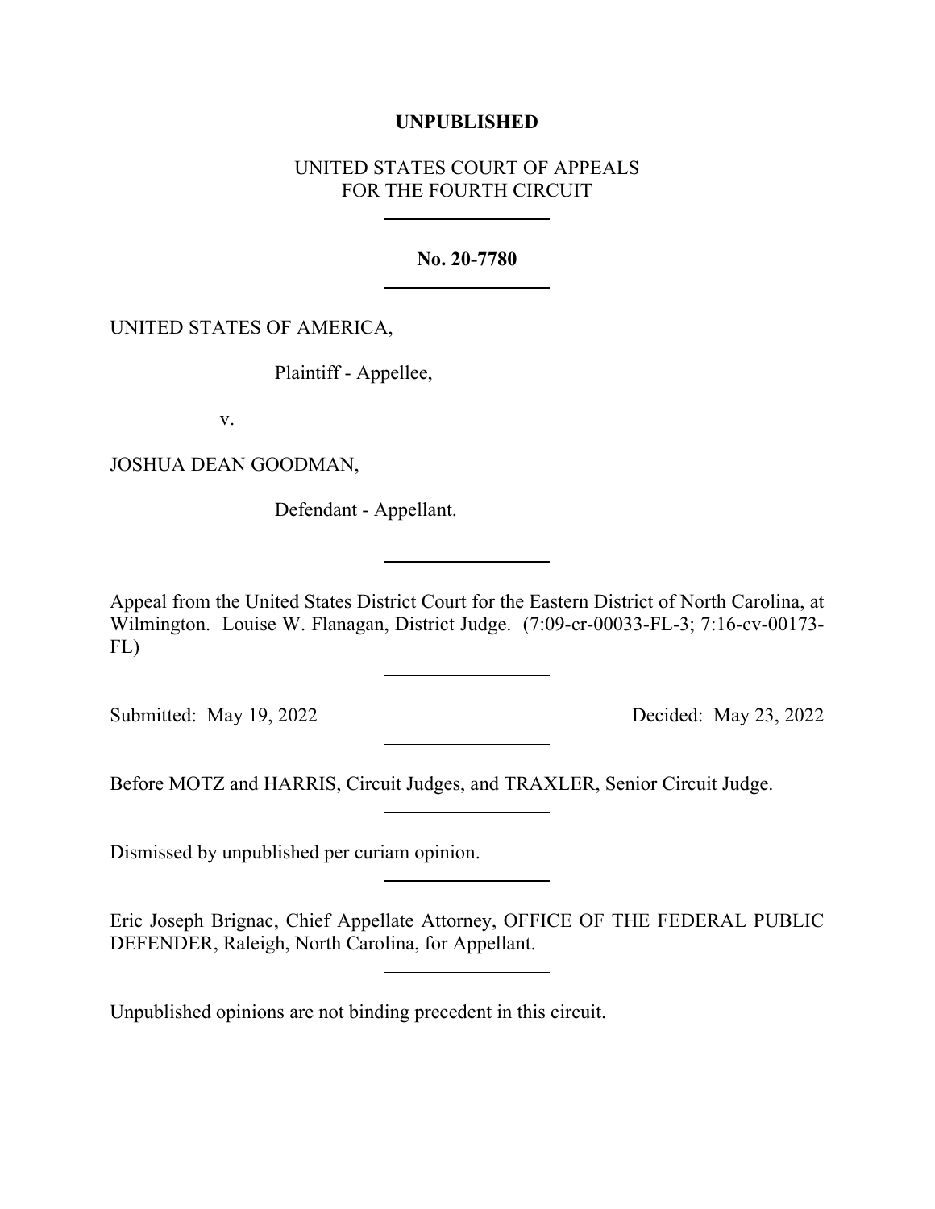**UNPUBLISHED**

UNITED STATES COURT OF APPEALS
FOR THE FOURTH CIRCUIT

---

**No. 20-7780**

---

UNITED STATES OF AMERICA,

Plaintiff - Appellee,

v.

JOSHUA DEAN GOODMAN,

Defendant - Appellant.

---

Appeal from the United States District Court for the Eastern District of North Carolina, at Wilmington. Louise W. Flanagan, District Judge. (7:09-cr-00033-FL-3; 7:16-cv-00173-FL)

---

Submitted: May 19, 2022 Decided: May 23, 2022

---

Before MOTZ and HARRIS, Circuit Judges, and TRAXLER, Senior Circuit Judge.

---

Dismissed by unpublished per curiam opinion.

---

Eric Joseph Brignac, Chief Appellate Attorney, OFFICE OF THE FEDERAL PUBLIC DEFENDER, Raleigh, North Carolina, for Appellant.

---

Unpublished opinions are not binding precedent in this circuit.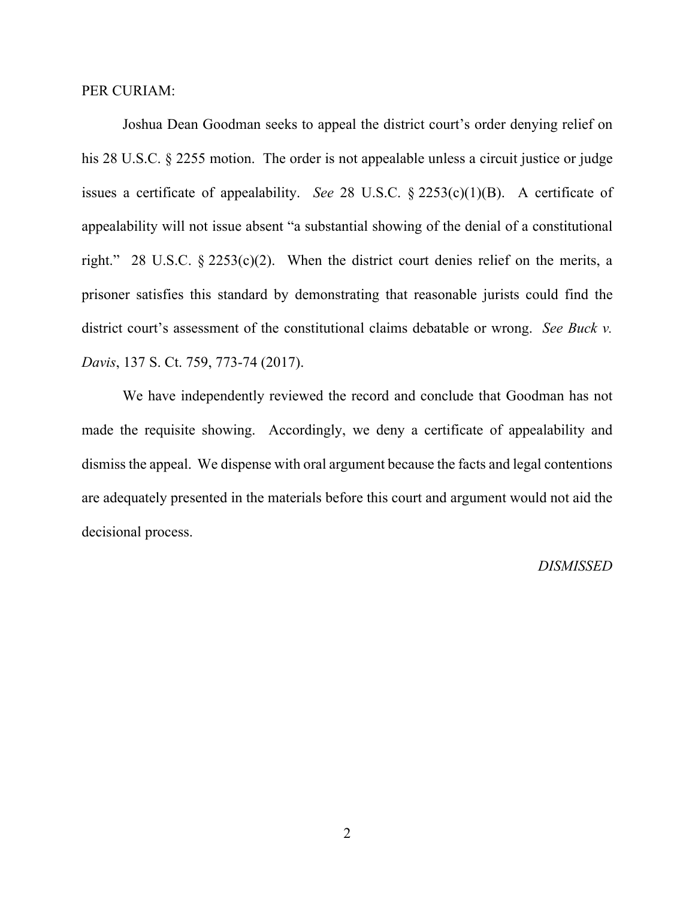PER CURIAM:

Joshua Dean Goodman seeks to appeal the district court's order denying relief on his 28 U.S.C. § 2255 motion. The order is not appealable unless a circuit justice or judge issues a certificate of appealability. *See* 28 U.S.C. § 2253(c)(1)(B). A certificate of appealability will not issue absent "a substantial showing of the denial of a constitutional right." 28 U.S.C. § 2253(c)(2). When the district court denies relief on the merits, a prisoner satisfies this standard by demonstrating that reasonable jurists could find the district court's assessment of the constitutional claims debatable or wrong. *See Buck v. Davis*, 137 S. Ct. 759, 773-74 (2017).

We have independently reviewed the record and conclude that Goodman has not made the requisite showing. Accordingly, we deny a certificate of appealability and dismiss the appeal. We dispense with oral argument because the facts and legal contentions are adequately presented in the materials before this court and argument would not aid the decisional process.

*DISMISSED*